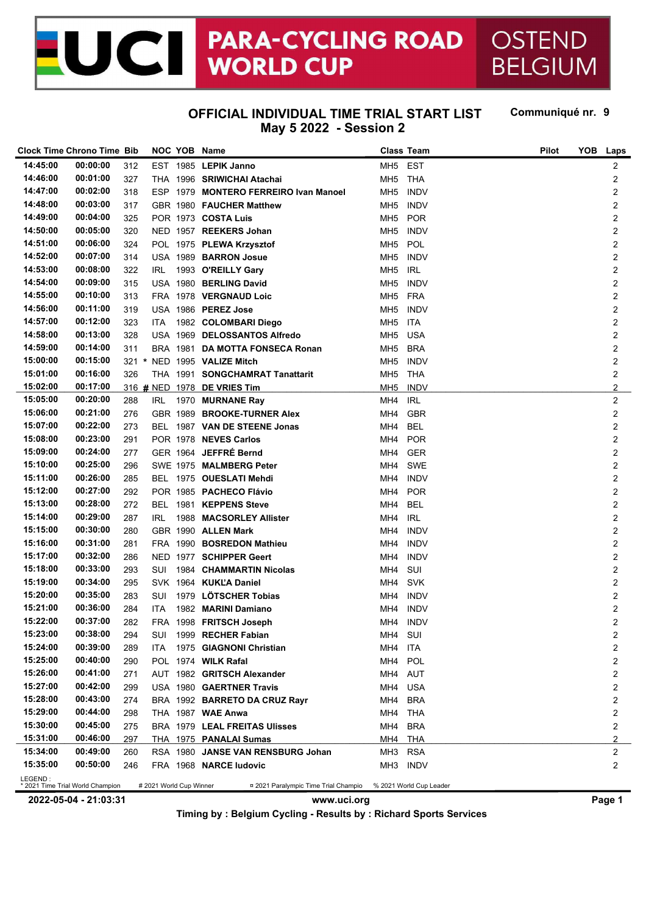# UCI PARA-CYCLING ROAD WORLD CUP OSTEND BELGIUM

## OFFICIAL INDIVIDUAL TIME TRIAL START LIST

**Communiqué nr. 9**

## May 5 2022 - Session 2

| Clock Time | Chrono Time | Bib | | NOC | YOB | Name | Class | Team | Pilot | YOB | Laps |
|---|---|---|---|---|---|---|---|---|---|---|---|
| 14:45:00 | 00:00:00 | 312 | | EST | 1985 | LEPIK Janno | MH5 | EST | | | 2 |
| 14:46:00 | 00:01:00 | 327 | | THA | 1996 | SRIWICHAI Atachai | MH5 | THA | | | 2 |
| 14:47:00 | 00:02:00 | 318 | | ESP | 1979 | MONTERO FERREIRO Ivan Manoel | MH5 | INDV | | | 2 |
| 14:48:00 | 00:03:00 | 317 | | GBR | 1980 | FAUCHER Matthew | MH5 | INDV | | | 2 |
| 14:49:00 | 00:04:00 | 325 | | POR | 1973 | COSTA Luis | MH5 | POR | | | 2 |
| 14:50:00 | 00:05:00 | 320 | | NED | 1957 | REEKERS Johan | MH5 | INDV | | | 2 |
| 14:51:00 | 00:06:00 | 324 | | POL | 1975 | PLEWA Krzysztof | MH5 | POL | | | 2 |
| 14:52:00 | 00:07:00 | 314 | | USA | 1989 | BARRON Josue | MH5 | INDV | | | 2 |
| 14:53:00 | 00:08:00 | 322 | | IRL | 1993 | O'REILLY Gary | MH5 | IRL | | | 2 |
| 14:54:00 | 00:09:00 | 315 | | USA | 1980 | BERLING David | MH5 | INDV | | | 2 |
| 14:55:00 | 00:10:00 | 313 | | FRA | 1978 | VERGNAUD Loic | MH5 | FRA | | | 2 |
| 14:56:00 | 00:11:00 | 319 | | USA | 1986 | PEREZ Jose | MH5 | INDV | | | 2 |
| 14:57:00 | 00:12:00 | 323 | | ITA | 1982 | COLOMBARI Diego | MH5 | ITA | | | 2 |
| 14:58:00 | 00:13:00 | 328 | | USA | 1969 | DELOSSANTOS Alfredo | MH5 | USA | | | 2 |
| 14:59:00 | 00:14:00 | 311 | | BRA | 1981 | DA MOTTA FONSECA Ronan | MH5 | BRA | | | 2 |
| 15:00:00 | 00:15:00 | 321 | * | NED | 1995 | VALIZE Mitch | MH5 | INDV | | | 2 |
| 15:01:00 | 00:16:00 | 326 | | THA | 1991 | SONGCHAMRAT Tanattarit | MH5 | THA | | | 2 |
| 15:02:00 | 00:17:00 | 316 | # | NED | 1978 | DE VRIES Tim | MH5 | INDV | | | 2 |
| 15:05:00 | 00:20:00 | 288 | | IRL | 1970 | MURNANE Ray | MH4 | IRL | | | 2 |
| 15:06:00 | 00:21:00 | 276 | | GBR | 1989 | BROOKE-TURNER Alex | MH4 | GBR | | | 2 |
| 15:07:00 | 00:22:00 | 273 | | BEL | 1987 | VAN DE STEENE Jonas | MH4 | BEL | | | 2 |
| 15:08:00 | 00:23:00 | 291 | | POR | 1978 | NEVES Carlos | MH4 | POR | | | 2 |
| 15:09:00 | 00:24:00 | 277 | | GER | 1964 | JEFFRÉ Bernd | MH4 | GER | | | 2 |
| 15:10:00 | 00:25:00 | 296 | | SWE | 1975 | MALMBERG Peter | MH4 | SWE | | | 2 |
| 15:11:00 | 00:26:00 | 285 | | BEL | 1975 | OUESLATI Mehdi | MH4 | INDV | | | 2 |
| 15:12:00 | 00:27:00 | 292 | | POR | 1985 | PACHECO Flávio | MH4 | POR | | | 2 |
| 15:13:00 | 00:28:00 | 272 | | BEL | 1981 | KEPPENS Steve | MH4 | BEL | | | 2 |
| 15:14:00 | 00:29:00 | 287 | | IRL | 1988 | MACSORLEY Allister | MH4 | IRL | | | 2 |
| 15:15:00 | 00:30:00 | 280 | | GBR | 1990 | ALLEN Mark | MH4 | INDV | | | 2 |
| 15:16:00 | 00:31:00 | 281 | | FRA | 1990 | BOSREDON Mathieu | MH4 | INDV | | | 2 |
| 15:17:00 | 00:32:00 | 286 | | NED | 1977 | SCHIPPER Geert | MH4 | INDV | | | 2 |
| 15:18:00 | 00:33:00 | 293 | | SUI | 1984 | CHAMMARTIN Nicolas | MH4 | SUI | | | 2 |
| 15:19:00 | 00:34:00 | 295 | | SVK | 1964 | KUKĽA Daniel | MH4 | SVK | | | 2 |
| 15:20:00 | 00:35:00 | 283 | | SUI | 1979 | LÖTSCHER Tobias | MH4 | INDV | | | 2 |
| 15:21:00 | 00:36:00 | 284 | | ITA | 1982 | MARINI Damiano | MH4 | INDV | | | 2 |
| 15:22:00 | 00:37:00 | 282 | | FRA | 1998 | FRITSCH Joseph | MH4 | INDV | | | 2 |
| 15:23:00 | 00:38:00 | 294 | | SUI | 1999 | RECHER Fabian | MH4 | SUI | | | 2 |
| 15:24:00 | 00:39:00 | 289 | | ITA | 1975 | GIAGNONI Christian | MH4 | ITA | | | 2 |
| 15:25:00 | 00:40:00 | 290 | | POL | 1974 | WILK Rafal | MH4 | POL | | | 2 |
| 15:26:00 | 00:41:00 | 271 | | AUT | 1982 | GRITSCH Alexander | MH4 | AUT | | | 2 |
| 15:27:00 | 00:42:00 | 299 | | USA | 1980 | GAERTNER Travis | MH4 | USA | | | 2 |
| 15:28:00 | 00:43:00 | 274 | | BRA | 1992 | BARRETO DA CRUZ Rayr | MH4 | BRA | | | 2 |
| 15:29:00 | 00:44:00 | 298 | | THA | 1987 | WAE Anwa | MH4 | THA | | | 2 |
| 15:30:00 | 00:45:00 | 275 | | BRA | 1979 | LEAL FREITAS Ulisses | MH4 | BRA | | | 2 |
| 15:31:00 | 00:46:00 | 297 | | THA | 1975 | PANALAI Sumas | MH4 | THA | | | 2 |
| 15:34:00 | 00:49:00 | 260 | | RSA | 1980 | JANSE VAN RENSBURG Johan | MH3 | RSA | | | 2 |
| 15:35:00 | 00:50:00 | 246 | | FRA | 1968 | NARCE ludovic | MH3 | INDV | | | 2 |

LEGEND :
\* 2021 Time Trial World Champion # 2021 World Cup Winner ¤ 2021 Paralympic Time Trial Champio % 2021 World Cup Leader

2022-05-04 - 21:03:31 www.uci.org

Timing by : Belgium Cycling - Results by : Richard Sports Services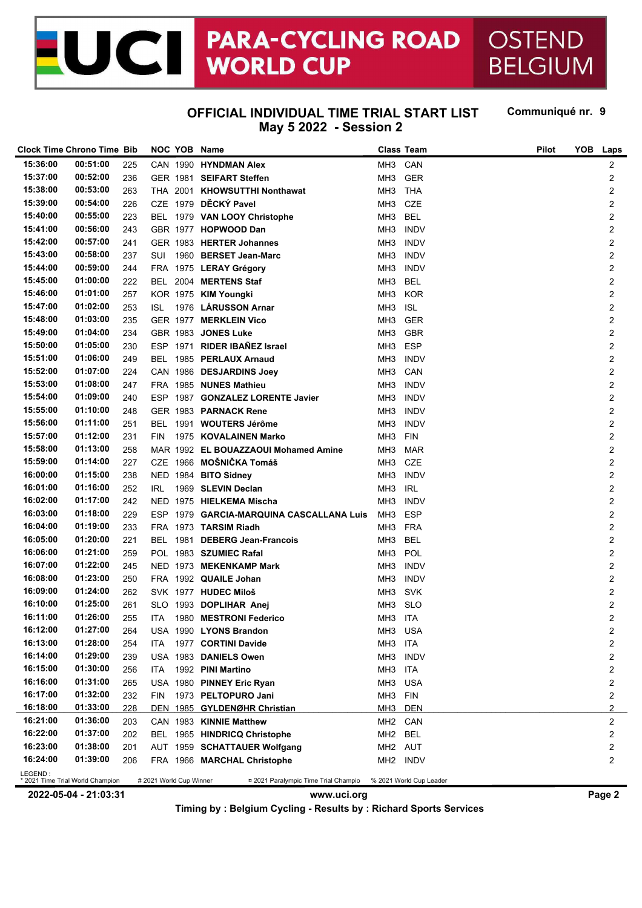# UCI PARA-CYCLING ROAD WORLD CUP OSTEND BELGIUM

## OFFICIAL INDIVIDUAL TIME TRIAL START LIST
## May 5 2022 - Session 2

**Communiqué nr. 9**

| Clock Time | Chrono Time | Bib | NOC | YOB | Name | Class | Team | Pilot | YOB | Laps |
|---|---|---|---|---|---|---|---|---|---|---|
| 15:36:00 | 00:51:00 | 225 | CAN | 1990 | HYNDMAN Alex | MH3 | CAN | | | 2 |
| 15:37:00 | 00:52:00 | 236 | GER | 1981 | SEIFART Steffen | MH3 | GER | | | 2 |
| 15:38:00 | 00:53:00 | 263 | THA | 2001 | KHOWSUTTHI Nonthawat | MH3 | THA | | | 2 |
| 15:39:00 | 00:54:00 | 226 | CZE | 1979 | DĚCKÝ Pavel | MH3 | CZE | | | 2 |
| 15:40:00 | 00:55:00 | 223 | BEL | 1979 | VAN LOOY Christophe | MH3 | BEL | | | 2 |
| 15:41:00 | 00:56:00 | 243 | GBR | 1977 | HOPWOOD Dan | MH3 | INDV | | | 2 |
| 15:42:00 | 00:57:00 | 241 | GER | 1983 | HERTER Johannes | MH3 | INDV | | | 2 |
| 15:43:00 | 00:58:00 | 237 | SUI | 1960 | BERSET Jean-Marc | MH3 | INDV | | | 2 |
| 15:44:00 | 00:59:00 | 244 | FRA | 1975 | LERAY Grégory | MH3 | INDV | | | 2 |
| 15:45:00 | 01:00:00 | 222 | BEL | 2004 | MERTENS Staf | MH3 | BEL | | | 2 |
| 15:46:00 | 01:01:00 | 257 | KOR | 1975 | KIM Youngki | MH3 | KOR | | | 2 |
| 15:47:00 | 01:02:00 | 253 | ISL | 1976 | LÁRUSSON Arnar | MH3 | ISL | | | 2 |
| 15:48:00 | 01:03:00 | 235 | GER | 1977 | MERKLEIN Vico | MH3 | GER | | | 2 |
| 15:49:00 | 01:04:00 | 234 | GBR | 1983 | JONES Luke | MH3 | GBR | | | 2 |
| 15:50:00 | 01:05:00 | 230 | ESP | 1971 | RIDER IBAÑEZ Israel | MH3 | ESP | | | 2 |
| 15:51:00 | 01:06:00 | 249 | BEL | 1985 | PERLAUX Arnaud | MH3 | INDV | | | 2 |
| 15:52:00 | 01:07:00 | 224 | CAN | 1986 | DESJARDINS Joey | MH3 | CAN | | | 2 |
| 15:53:00 | 01:08:00 | 247 | FRA | 1985 | NUNES Mathieu | MH3 | INDV | | | 2 |
| 15:54:00 | 01:09:00 | 240 | ESP | 1987 | GONZALEZ LORENTE Javier | MH3 | INDV | | | 2 |
| 15:55:00 | 01:10:00 | 248 | GER | 1983 | PARNACK Rene | MH3 | INDV | | | 2 |
| 15:56:00 | 01:11:00 | 251 | BEL | 1991 | WOUTERS Jérôme | MH3 | INDV | | | 2 |
| 15:57:00 | 01:12:00 | 231 | FIN | 1975 | KOVALAINEN Marko | MH3 | FIN | | | 2 |
| 15:58:00 | 01:13:00 | 258 | MAR | 1992 | EL BOUAZZAOUI Mohamed Amine | MH3 | MAR | | | 2 |
| 15:59:00 | 01:14:00 | 227 | CZE | 1966 | MOŠNIČKA Tomáš | MH3 | CZE | | | 2 |
| 16:00:00 | 01:15:00 | 238 | NED | 1984 | BITO Sidney | MH3 | INDV | | | 2 |
| 16:01:00 | 01:16:00 | 252 | IRL | 1969 | SLEVIN Declan | MH3 | IRL | | | 2 |
| 16:02:00 | 01:17:00 | 242 | NED | 1975 | HIELKEMA Mischa | MH3 | INDV | | | 2 |
| 16:03:00 | 01:18:00 | 229 | ESP | 1979 | GARCIA-MARQUINA CASCALLANA Luis | MH3 | ESP | | | 2 |
| 16:04:00 | 01:19:00 | 233 | FRA | 1973 | TARSIM Riadh | MH3 | FRA | | | 2 |
| 16:05:00 | 01:20:00 | 221 | BEL | 1981 | DEBERG Jean-Francois | MH3 | BEL | | | 2 |
| 16:06:00 | 01:21:00 | 259 | POL | 1983 | SZUMIEC Rafal | MH3 | POL | | | 2 |
| 16:07:00 | 01:22:00 | 245 | NED | 1973 | MEKENKAMP Mark | MH3 | INDV | | | 2 |
| 16:08:00 | 01:23:00 | 250 | FRA | 1992 | QUAILE Johan | MH3 | INDV | | | 2 |
| 16:09:00 | 01:24:00 | 262 | SVK | 1977 | HUDEC Miloš | MH3 | SVK | | | 2 |
| 16:10:00 | 01:25:00 | 261 | SLO | 1993 | DOPLIHAR Anej | MH3 | SLO | | | 2 |
| 16:11:00 | 01:26:00 | 255 | ITA | 1980 | MESTRONI Federico | MH3 | ITA | | | 2 |
| 16:12:00 | 01:27:00 | 264 | USA | 1990 | LYONS Brandon | MH3 | USA | | | 2 |
| 16:13:00 | 01:28:00 | 254 | ITA | 1977 | CORTINI Davide | MH3 | ITA | | | 2 |
| 16:14:00 | 01:29:00 | 239 | USA | 1983 | DANIELS Owen | MH3 | INDV | | | 2 |
| 16:15:00 | 01:30:00 | 256 | ITA | 1992 | PINI Martino | MH3 | ITA | | | 2 |
| 16:16:00 | 01:31:00 | 265 | USA | 1980 | PINNEY Eric Ryan | MH3 | USA | | | 2 |
| 16:17:00 | 01:32:00 | 232 | FIN | 1973 | PELTOPURO Jani | MH3 | FIN | | | 2 |
| 16:18:00 | 01:33:00 | 228 | DEN | 1985 | GYLDENØHR Christian | MH3 | DEN | | | 2 |
| 16:21:00 | 01:36:00 | 203 | CAN | 1983 | KINNIE Matthew | MH2 | CAN | | | 2 |
| 16:22:00 | 01:37:00 | 202 | BEL | 1965 | HINDRICQ Christophe | MH2 | BEL | | | 2 |
| 16:23:00 | 01:38:00 | 201 | AUT | 1959 | SCHATTAUER Wolfgang | MH2 | AUT | | | 2 |
| 16:24:00 | 01:39:00 | 206 | FRA | 1966 | MARCHAL Christophe | MH2 | INDV | | | 2 |

LEGEND :
* 2021 Time Trial World Champion # 2021 World Cup Winner ¤ 2021 Paralympic Time Trial Champio % 2021 World Cup Leader

2022-05-04 - 21:03:31

www.uci.org

Timing by : Belgium Cycling - Results by : Richard Sports Services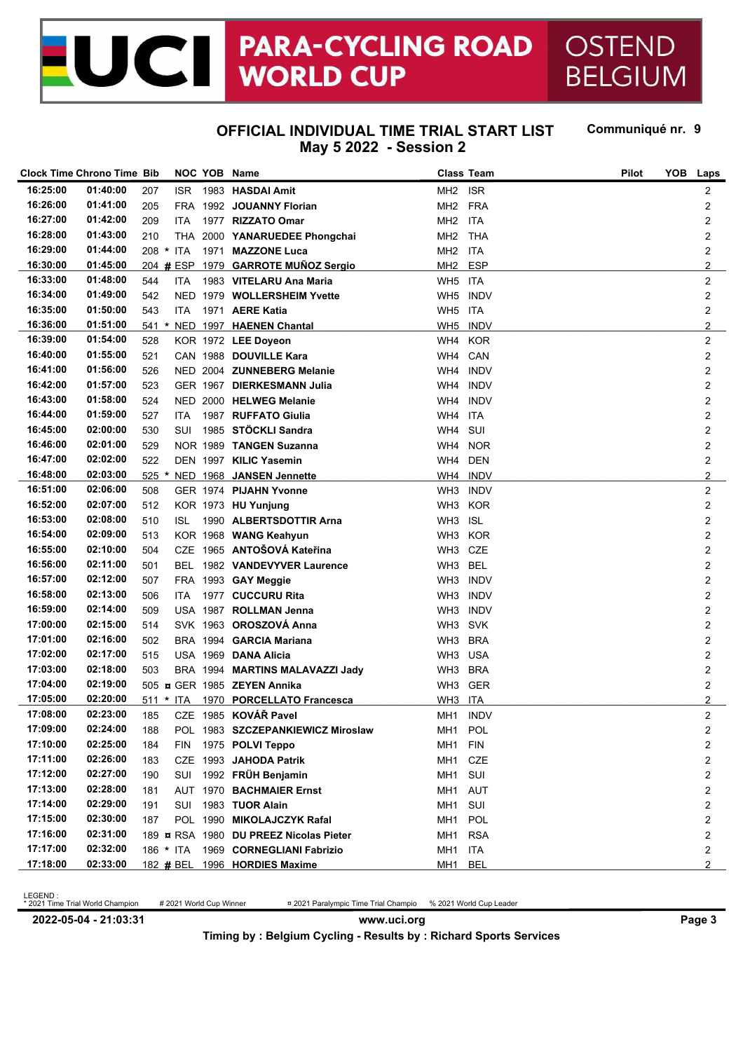# UCI PARA-CYCLING ROAD WORLD CUP OSTEND BELGIUM

## OFFICIAL INDIVIDUAL TIME TRIAL START LIST
## May 5 2022 - Session 2

**Communiqué nr. 9**

| Clock Time | Chrono Time | Bib | | NOC | YOB | Name | Class | Team | Pilot | YOB | Laps |
|---|---|---|---|---|---|---|---|---|---|---|---|
| 16:25:00 | 01:40:00 | 207 | | ISR | 1983 | **HASDAI Amit** | MH2 | ISR | | | 2 |
| 16:26:00 | 01:41:00 | 205 | | FRA | 1992 | **JOUANNY Florian** | MH2 | FRA | | | 2 |
| 16:27:00 | 01:42:00 | 209 | | ITA | 1977 | **RIZZATO Omar** | MH2 | ITA | | | 2 |
| 16:28:00 | 01:43:00 | 210 | | THA | 2000 | **YANARUEDEE Phongchai** | MH2 | THA | | | 2 |
| 16:29:00 | 01:44:00 | 208 | * | ITA | 1971 | **MAZZONE Luca** | MH2 | ITA | | | 2 |
| 16:30:00 | 01:45:00 | 204 | # | ESP | 1979 | **GARROTE MUÑOZ Sergio** | MH2 | ESP | | | 2 |
| 16:33:00 | 01:48:00 | 544 | | ITA | 1983 | **VITELARU Ana Maria** | WH5 | ITA | | | 2 |
| 16:34:00 | 01:49:00 | 542 | | NED | 1979 | **WOLLERSHEIM Yvette** | WH5 | INDV | | | 2 |
| 16:35:00 | 01:50:00 | 543 | | ITA | 1971 | **AERE Katia** | WH5 | ITA | | | 2 |
| 16:36:00 | 01:51:00 | 541 | * | NED | 1997 | **HAENEN Chantal** | WH5 | INDV | | | 2 |
| 16:39:00 | 01:54:00 | 528 | | KOR | 1972 | **LEE Doyeon** | WH4 | KOR | | | 2 |
| 16:40:00 | 01:55:00 | 521 | | CAN | 1988 | **DOUVILLE Kara** | WH4 | CAN | | | 2 |
| 16:41:00 | 01:56:00 | 526 | | NED | 2004 | **ZUNNEBERG Melanie** | WH4 | INDV | | | 2 |
| 16:42:00 | 01:57:00 | 523 | | GER | 1967 | **DIERKESMANN Julia** | WH4 | INDV | | | 2 |
| 16:43:00 | 01:58:00 | 524 | | NED | 2000 | **HELWEG Melanie** | WH4 | INDV | | | 2 |
| 16:44:00 | 01:59:00 | 527 | | ITA | 1987 | **RUFFATO Giulia** | WH4 | ITA | | | 2 |
| 16:45:00 | 02:00:00 | 530 | | SUI | 1985 | **STÖCKLI Sandra** | WH4 | SUI | | | 2 |
| 16:46:00 | 02:01:00 | 529 | | NOR | 1989 | **TANGEN Suzanna** | WH4 | NOR | | | 2 |
| 16:47:00 | 02:02:00 | 522 | | DEN | 1997 | **KILIC Yasemin** | WH4 | DEN | | | 2 |
| 16:48:00 | 02:03:00 | 525 | * | NED | 1968 | **JANSEN Jennette** | WH4 | INDV | | | 2 |
| 16:51:00 | 02:06:00 | 508 | | GER | 1974 | **PIJAHN Yvonne** | WH3 | INDV | | | 2 |
| 16:52:00 | 02:07:00 | 512 | | KOR | 1973 | **HU Yunjung** | WH3 | KOR | | | 2 |
| 16:53:00 | 02:08:00 | 510 | | ISL | 1990 | **ALBERTSDOTTIR Arna** | WH3 | ISL | | | 2 |
| 16:54:00 | 02:09:00 | 513 | | KOR | 1968 | **WANG Keahyun** | WH3 | KOR | | | 2 |
| 16:55:00 | 02:10:00 | 504 | | CZE | 1965 | **ANTOŠOVÁ Kateřina** | WH3 | CZE | | | 2 |
| 16:56:00 | 02:11:00 | 501 | | BEL | 1982 | **VANDEVYVER Laurence** | WH3 | BEL | | | 2 |
| 16:57:00 | 02:12:00 | 507 | | FRA | 1993 | **GAY Meggie** | WH3 | INDV | | | 2 |
| 16:58:00 | 02:13:00 | 506 | | ITA | 1977 | **CUCCURU Rita** | WH3 | INDV | | | 2 |
| 16:59:00 | 02:14:00 | 509 | | USA | 1987 | **ROLLMAN Jenna** | WH3 | INDV | | | 2 |
| 17:00:00 | 02:15:00 | 514 | | SVK | 1963 | **OROSZOVÁ Anna** | WH3 | SVK | | | 2 |
| 17:01:00 | 02:16:00 | 502 | | BRA | 1994 | **GARCIA Mariana** | WH3 | BRA | | | 2 |
| 17:02:00 | 02:17:00 | 515 | | USA | 1969 | **DANA Alicia** | WH3 | USA | | | 2 |
| 17:03:00 | 02:18:00 | 503 | | BRA | 1994 | **MARTINS MALAVAZZI Jady** | WH3 | BRA | | | 2 |
| 17:04:00 | 02:19:00 | 505 | ¤ | GER | 1985 | **ZEYEN Annika** | WH3 | GER | | | 2 |
| 17:05:00 | 02:20:00 | 511 | * | ITA | 1970 | **PORCELLATO Francesca** | WH3 | ITA | | | 2 |
| 17:08:00 | 02:23:00 | 185 | | CZE | 1985 | **KOVÁŘ Pavel** | MH1 | INDV | | | 2 |
| 17:09:00 | 02:24:00 | 188 | | POL | 1983 | **SZCZEPANKIEWICZ Miroslaw** | MH1 | POL | | | 2 |
| 17:10:00 | 02:25:00 | 184 | | FIN | 1975 | **POLVI Teppo** | MH1 | FIN | | | 2 |
| 17:11:00 | 02:26:00 | 183 | | CZE | 1993 | **JAHODA Patrik** | MH1 | CZE | | | 2 |
| 17:12:00 | 02:27:00 | 190 | | SUI | 1992 | **FRÜH Benjamin** | MH1 | SUI | | | 2 |
| 17:13:00 | 02:28:00 | 181 | | AUT | 1970 | **BACHMAIER Ernst** | MH1 | AUT | | | 2 |
| 17:14:00 | 02:29:00 | 191 | | SUI | 1983 | **TUOR Alain** | MH1 | SUI | | | 2 |
| 17:15:00 | 02:30:00 | 187 | | POL | 1990 | **MIKOLAJCZYK Rafal** | MH1 | POL | | | 2 |
| 17:16:00 | 02:31:00 | 189 | ¤ | RSA | 1980 | **DU PREEZ Nicolas Pieter** | MH1 | RSA | | | 2 |
| 17:17:00 | 02:32:00 | 186 | * | ITA | 1969 | **CORNEGLIANI Fabrizio** | MH1 | ITA | | | 2 |
| 17:18:00 | 02:33:00 | 182 | # | BEL | 1996 | **HORDIES Maxime** | MH1 | BEL | | | 2 |

LEGEND :
* 2021 Time Trial World Champion # 2021 World Cup Winner ¤ 2021 Paralympic Time Trial Champio % 2021 World Cup Leader

2022-05-04 - 21:03:31 www.uci.org

Timing by : Belgium Cycling - Results by : Richard Sports Services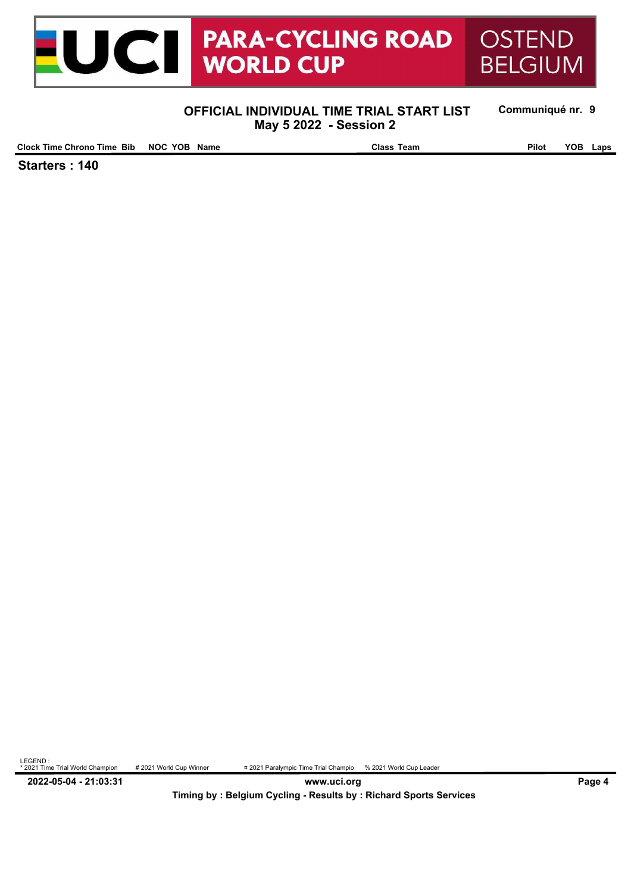# UCI PARA-CYCLING ROAD WORLD CUP OSTEND BELGIUM

## OFFICIAL INDIVIDUAL TIME TRIAL START LIST

**Communiqué nr. 9**

**May 5 2022 - Session 2**

| Clock Time | Chrono Time | Bib | NOC | YOB | Name | Class | Team | Pilot | YOB | Laps |
|---|---|---|---|---|---|---|---|---|---|---|

**Starters : 140**

LEGEND :
* 2021 Time Trial World Champion # 2021 World Cup Winner ¤ 2021 Paralympic Time Trial Champio % 2021 World Cup Leader

2022-05-04 - 21:03:31

www.uci.org

Timing by : Belgium Cycling - Results by : Richard Sports Services